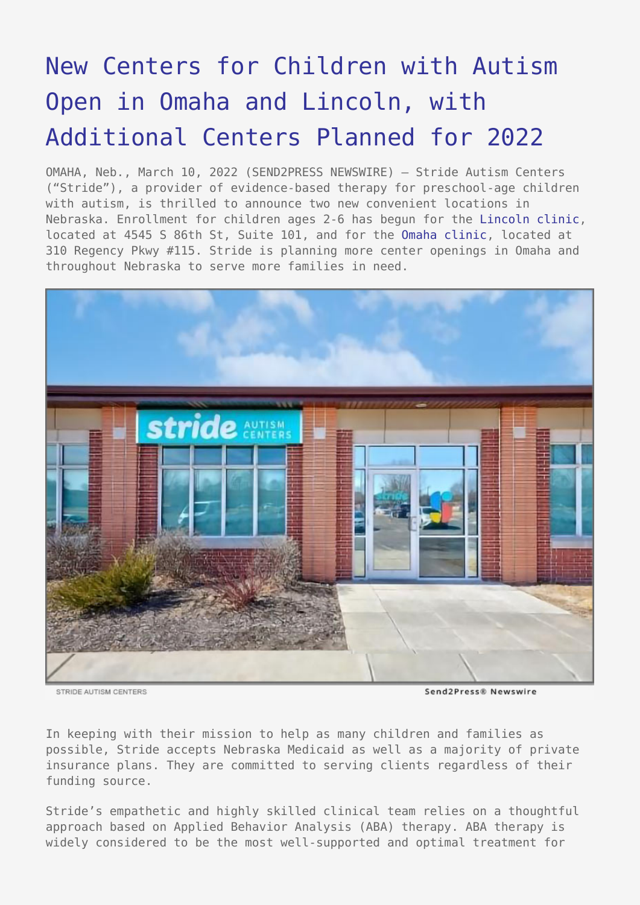# New Centers for Children with Autism Open in Omaha and Lincoln, with Additional Centers Planned for 2022

OMAHA, Neb., March 10, 2022 (SEND2PRESS NEWSWIRE) — Stride Autism Centers ("Stride"), a provider of evidence-based therapy for preschool-age children with autism, is thrilled to announce two new convenient locations in Nebraska. Enrollment for children ages 2-6 has begun for the Lincoln clinic, located at 4545 S 86th St, Suite 101, and for the Omaha clinic, located at 310 Regency Pkwy #115. Stride is planning more center openings in Omaha and throughout Nebraska to serve more families in need.

STRIDE AUTISM CENTERS

Send2Press® Newswire

In keeping with their mission to help as many children and families as possible, Stride accepts Nebraska Medicaid as well as a majority of private insurance plans. They are committed to serving clients regardless of their funding source.

Stride's empathetic and highly skilled clinical team relies on a thoughtful approach based on Applied Behavior Analysis (ABA) therapy. ABA therapy is widely considered to be the most well-supported and optimal treatment for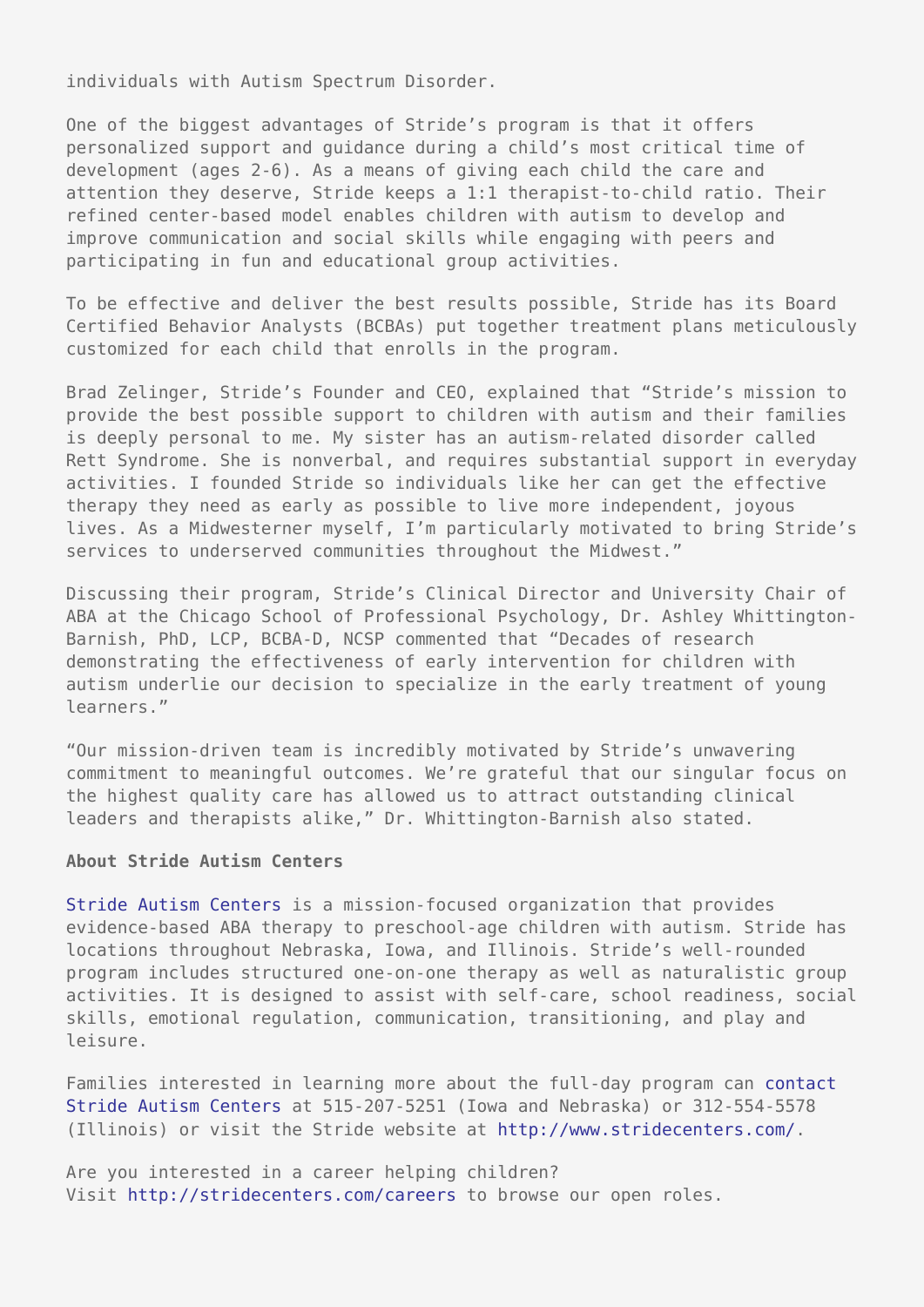individuals with Autism Spectrum Disorder.

One of the biggest advantages of Stride's program is that it offers personalized support and guidance during a child's most critical time of development (ages 2-6). As a means of giving each child the care and attention they deserve, Stride keeps a 1:1 therapist-to-child ratio. Their refined center-based model enables children with autism to develop and improve communication and social skills while engaging with peers and participating in fun and educational group activities.

To be effective and deliver the best results possible, Stride has its Board Certified Behavior Analysts (BCBAs) put together treatment plans meticulously customized for each child that enrolls in the program.

Brad Zelinger, Stride's Founder and CEO, explained that "Stride's mission to provide the best possible support to children with autism and their families is deeply personal to me. My sister has an autism-related disorder called Rett Syndrome. She is nonverbal, and requires substantial support in everyday activities. I founded Stride so individuals like her can get the effective therapy they need as early as possible to live more independent, joyous lives. As a Midwesterner myself, I'm particularly motivated to bring Stride's services to underserved communities throughout the Midwest."

Discussing their program, Stride's Clinical Director and University Chair of ABA at the Chicago School of Professional Psychology, Dr. Ashley Whittington-Barnish, PhD, LCP, BCBA-D, NCSP commented that "Decades of research demonstrating the effectiveness of early intervention for children with autism underlie our decision to specialize in the early treatment of young learners."

"Our mission-driven team is incredibly motivated by Stride's unwavering commitment to meaningful outcomes. We're grateful that our singular focus on the highest quality care has allowed us to attract outstanding clinical leaders and therapists alike," Dr. Whittington-Barnish also stated.

**About Stride Autism Centers**

Stride Autism Centers is a mission-focused organization that provides evidence-based ABA therapy to preschool-age children with autism. Stride has locations throughout Nebraska, Iowa, and Illinois. Stride's well-rounded program includes structured one-on-one therapy as well as naturalistic group activities. It is designed to assist with self-care, school readiness, social skills, emotional regulation, communication, transitioning, and play and leisure.

Families interested in learning more about the full-day program can contact Stride Autism Centers at 515-207-5251 (Iowa and Nebraska) or 312-554-5578 (Illinois) or visit the Stride website at http://www.stridecenters.com/.

Are you interested in a career helping children?
Visit http://stridecenters.com/careers to browse our open roles.